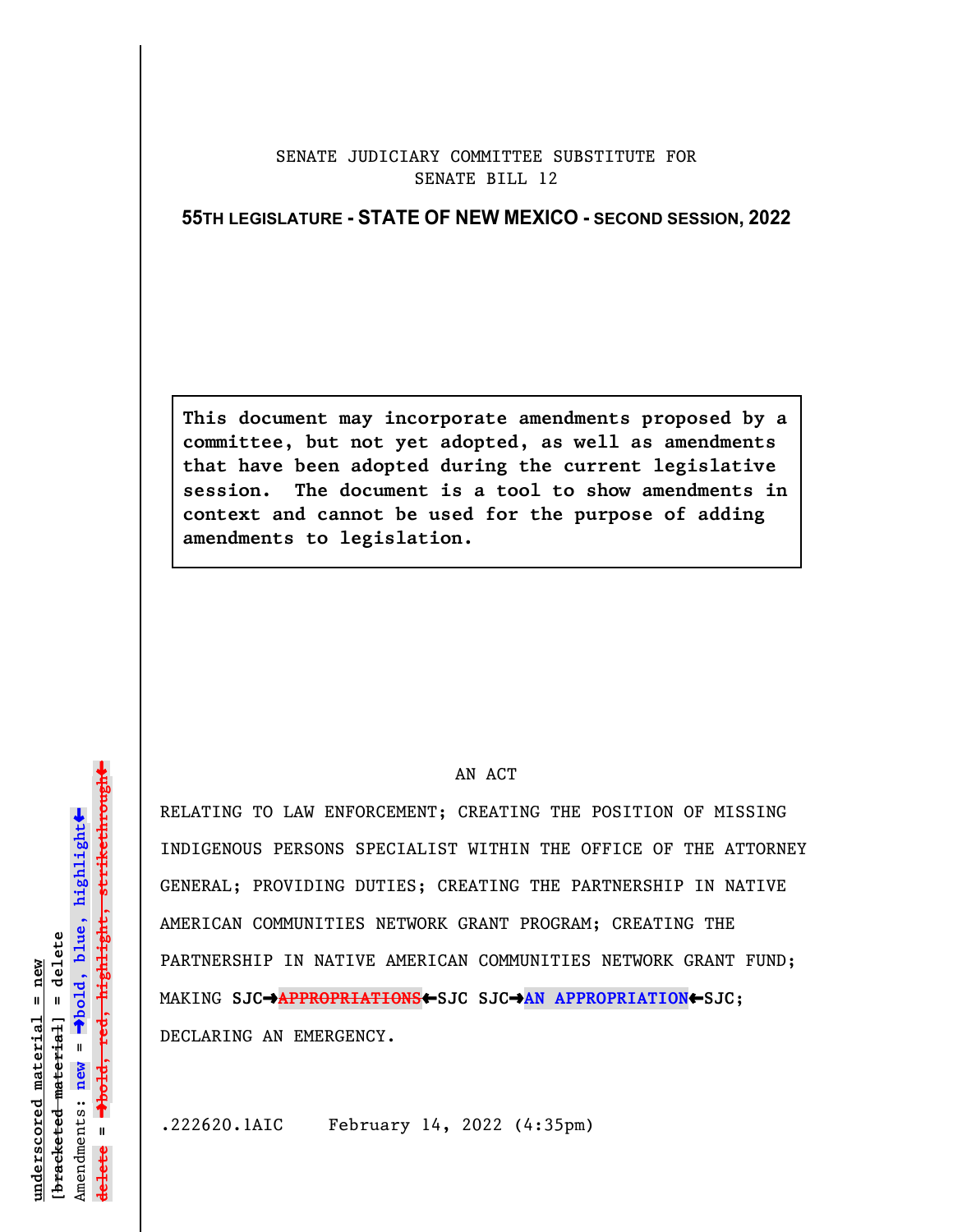SENATE JUDICIARY COMMITTEE SUBSTITUTE FOR
SENATE BILL 12

**55TH LEGISLATURE - STATE OF NEW MEXICO - SECOND SESSION, 2022**

> **This document may incorporate amendments proposed by a committee, but not yet adopted, as well as amendments that have been adopted during the current legislative session. The document is a tool to show amendments in context and cannot be used for the purpose of adding amendments to legislation.**

AN ACT

RELATING TO LAW ENFORCEMENT; CREATING THE POSITION OF MISSING INDIGENOUS PERSONS SPECIALIST WITHIN THE OFFICE OF THE ATTORNEY GENERAL; PROVIDING DUTIES; CREATING THE PARTNERSHIP IN NATIVE AMERICAN COMMUNITIES NETWORK GRANT PROGRAM; CREATING THE PARTNERSHIP IN NATIVE AMERICAN COMMUNITIES NETWORK GRANT FUND; MAKING **SJC→~~APPROPRIATIONS~~←SJC SJC→AN APPROPRIATION←SJC**; DECLARING AN EMERGENCY.

.222620.1AIC February 14, 2022 (4:35pm)

underscored material = new
[~~bracketed material~~] = delete
Amendments: new = →bold, blue, highlight←
delete = →~~bold, red, highlight, strikethrough~~←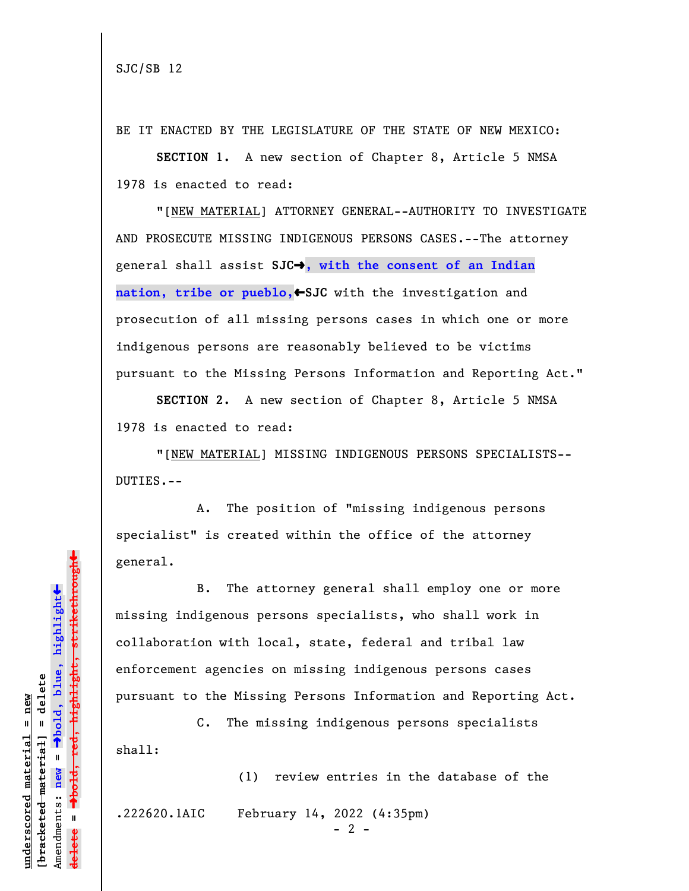SJC/SB 12

BE IT ENACTED BY THE LEGISLATURE OF THE STATE OF NEW MEXICO:

**SECTION 1.** A new section of Chapter 8, Article 5 NMSA 1978 is enacted to read:

"[NEW MATERIAL] ATTORNEY GENERAL--AUTHORITY TO INVESTIGATE AND PROSECUTE MISSING INDIGENOUS PERSONS CASES.--The attorney general shall assist **SJC➔, with the consent of an Indian nation, tribe or pueblo,←SJC** with the investigation and prosecution of all missing persons cases in which one or more indigenous persons are reasonably believed to be victims pursuant to the Missing Persons Information and Reporting Act."

**SECTION 2.** A new section of Chapter 8, Article 5 NMSA 1978 is enacted to read:

"[NEW MATERIAL] MISSING INDIGENOUS PERSONS SPECIALISTS--DUTIES.--

A. The position of "missing indigenous persons specialist" is created within the office of the attorney general.

B. The attorney general shall employ one or more missing indigenous persons specialists, who shall work in collaboration with local, state, federal and tribal law enforcement agencies on missing indigenous persons cases pursuant to the Missing Persons Information and Reporting Act.

C. The missing indigenous persons specialists shall:

(1) review entries in the database of the

.222620.1AIC February 14, 2022 (4:35pm)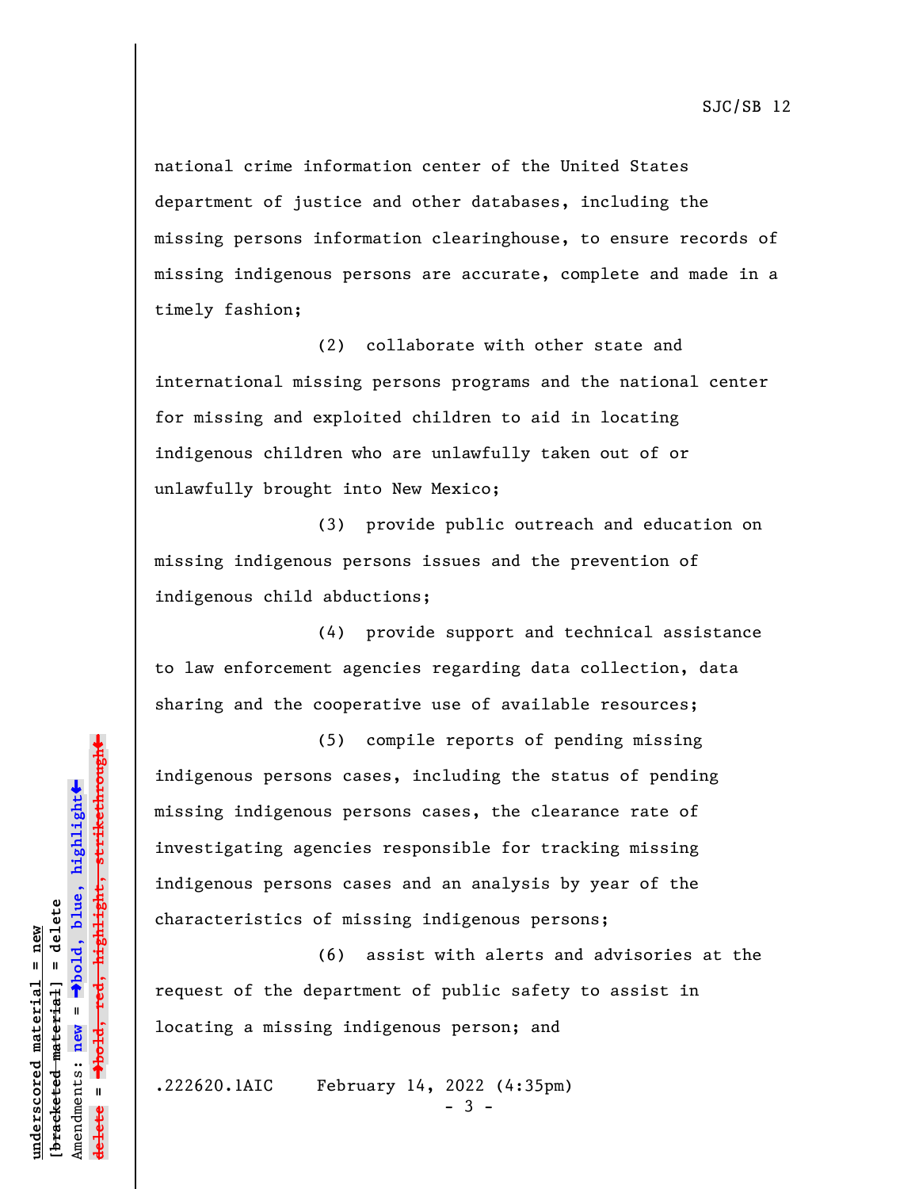national crime information center of the United States department of justice and other databases, including the missing persons information clearinghouse, to ensure records of missing indigenous persons are accurate, complete and made in a timely fashion;

(2) collaborate with other state and international missing persons programs and the national center for missing and exploited children to aid in locating indigenous children who are unlawfully taken out of or unlawfully brought into New Mexico;

(3) provide public outreach and education on missing indigenous persons issues and the prevention of indigenous child abductions;

(4) provide support and technical assistance to law enforcement agencies regarding data collection, data sharing and the cooperative use of available resources;

(5) compile reports of pending missing indigenous persons cases, including the status of pending missing indigenous persons cases, the clearance rate of investigating agencies responsible for tracking missing indigenous persons cases and an analysis by year of the characteristics of missing indigenous persons;

(6) assist with alerts and advisories at the request of the department of public safety to assist in locating a missing indigenous person; and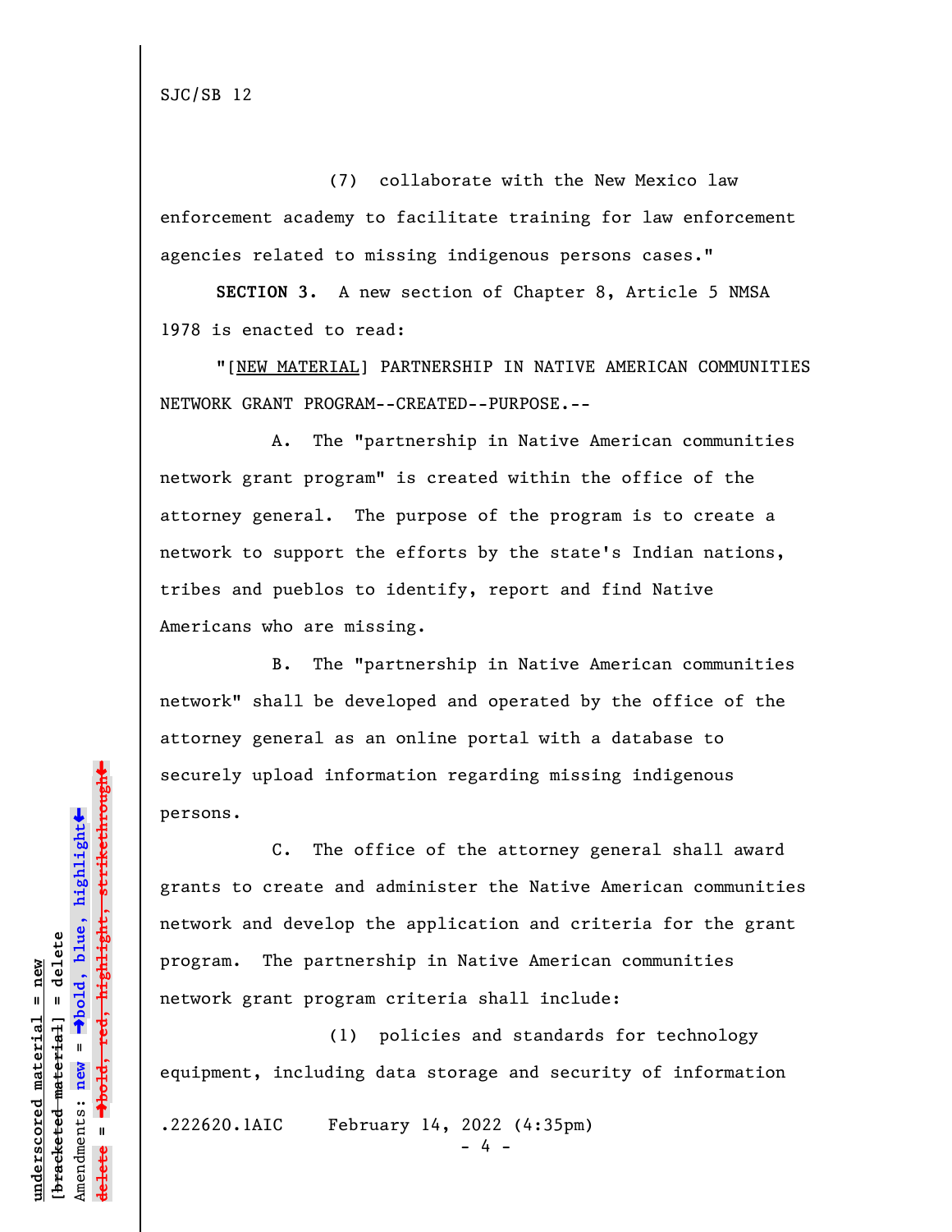(7) collaborate with the New Mexico law enforcement academy to facilitate training for law enforcement agencies related to missing indigenous persons cases."

**SECTION 3.** A new section of Chapter 8, Article 5 NMSA 1978 is enacted to read:

"[NEW MATERIAL] PARTNERSHIP IN NATIVE AMERICAN COMMUNITIES NETWORK GRANT PROGRAM--CREATED--PURPOSE.--

A. The "partnership in Native American communities network grant program" is created within the office of the attorney general. The purpose of the program is to create a network to support the efforts by the state's Indian nations, tribes and pueblos to identify, report and find Native Americans who are missing.

B. The "partnership in Native American communities network" shall be developed and operated by the office of the attorney general as an online portal with a database to securely upload information regarding missing indigenous persons.

C. The office of the attorney general shall award grants to create and administer the Native American communities network and develop the application and criteria for the grant program. The partnership in Native American communities network grant program criteria shall include:

(1) policies and standards for technology equipment, including data storage and security of information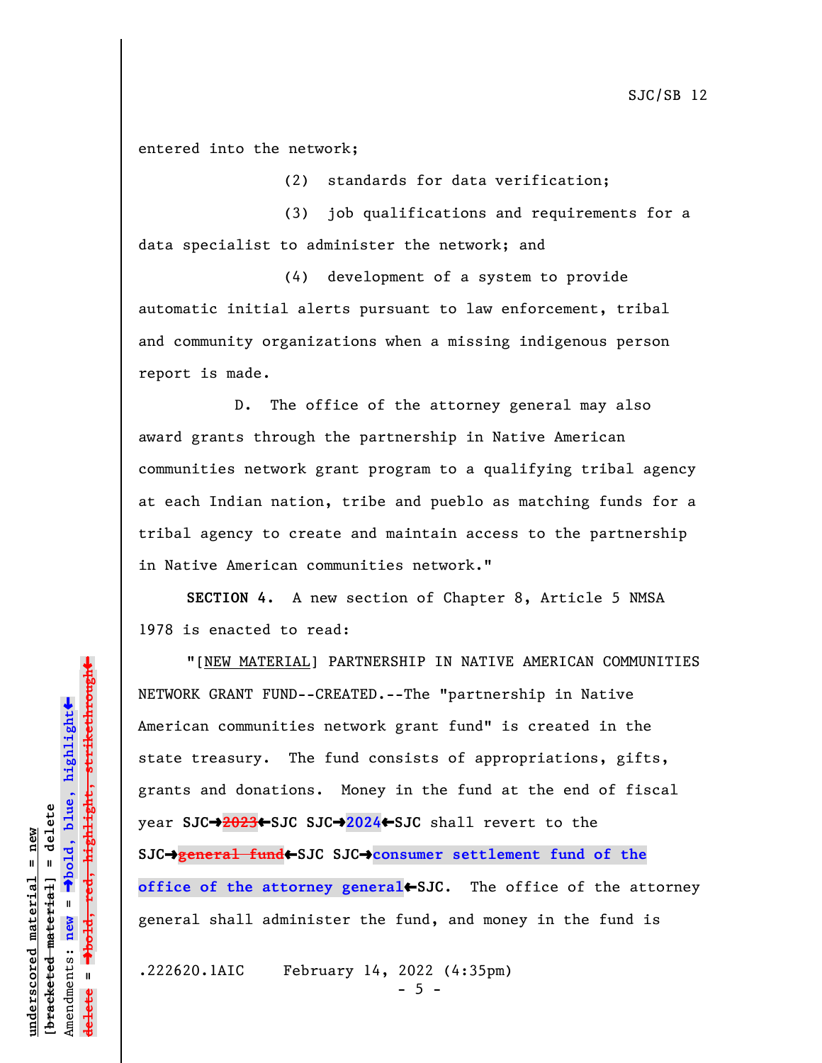entered into the network;

(2) standards for data verification;

(3) job qualifications and requirements for a data specialist to administer the network; and

(4) development of a system to provide automatic initial alerts pursuant to law enforcement, tribal and community organizations when a missing indigenous person report is made.

D. The office of the attorney general may also award grants through the partnership in Native American communities network grant program to a qualifying tribal agency at each Indian nation, tribe and pueblo as matching funds for a tribal agency to create and maintain access to the partnership in Native American communities network."

**SECTION 4.** A new section of Chapter 8, Article 5 NMSA 1978 is enacted to read:

"[NEW MATERIAL] PARTNERSHIP IN NATIVE AMERICAN COMMUNITIES NETWORK GRANT FUND--CREATED.--The "partnership in Native American communities network grant fund" is created in the state treasury. The fund consists of appropriations, gifts, grants and donations. Money in the fund at the end of fiscal year **SJC→~~2023~~←SJC SJC→2024←SJC** shall revert to the **SJC→~~general fund~~←SJC SJC→consumer settlement fund of the office of the attorney general←SJC**. The office of the attorney general shall administer the fund, and money in the fund is

.222620.1AIC February 14, 2022 (4:35pm)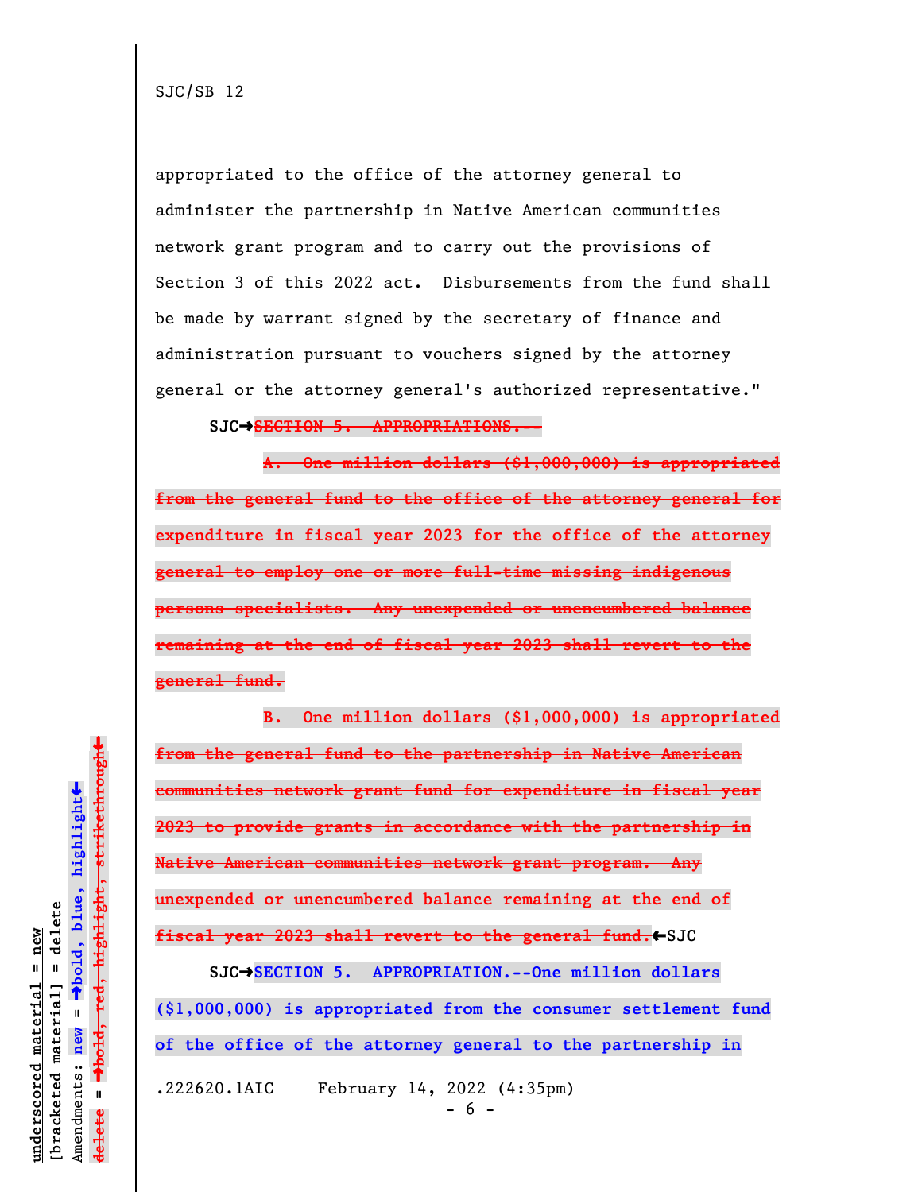appropriated to the office of the attorney general to administer the partnership in Native American communities network grant program and to carry out the provisions of Section 3 of this 2022 act. Disbursements from the fund shall be made by warrant signed by the secretary of finance and administration pursuant to vouchers signed by the attorney general or the attorney general's authorized representative."

**SJC→**~~**SECTION 5. APPROPRIATIONS.--**~~

~~**A. One million dollars ($1,000,000) is appropriated from the general fund to the office of the attorney general for expenditure in fiscal year 2023 for the office of the attorney general to employ one or more full-time missing indigenous persons specialists. Any unexpended or unencumbered balance remaining at the end of fiscal year 2023 shall revert to the general fund.**~~

~~**B. One million dollars ($1,000,000) is appropriated from the general fund to the partnership in Native American communities network grant fund for expenditure in fiscal year 2023 to provide grants in accordance with the partnership in Native American communities network grant program. Any unexpended or unencumbered balance remaining at the end of fiscal year 2023 shall revert to the general fund.**~~**←SJC**

**SJC→SECTION 5. APPROPRIATION.--One million dollars ($1,000,000) is appropriated from the consumer settlement fund of the office of the attorney general to the partnership in**

.222620.1AIC February 14, 2022 (4:35pm)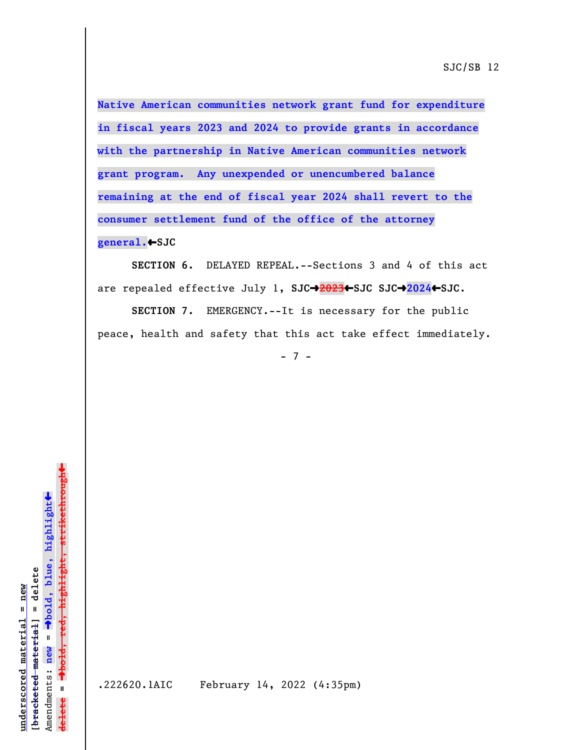Native American communities network grant fund for expenditure in fiscal years 2023 and 2024 to provide grants in accordance with the partnership in Native American communities network grant program. Any unexpended or unencumbered balance remaining at the end of fiscal year 2024 shall revert to the consumer settlement fund of the office of the attorney general.←**SJC**

**SECTION 6.** DELAYED REPEAL.--Sections 3 and 4 of this act are repealed effective July 1, **SJC→~~2023~~←SJC SJC→2024←SJC.**

**SECTION 7.** EMERGENCY.--It is necessary for the public peace, health and safety that this act take effect immediately.

.222620.1AIC February 14, 2022 (4:35pm)

underscored material = new
[~~bracketed material~~] = delete
Amendments: new = →bold, blue, highlight←
delete = →~~bold, red, highlight, strikethrough~~←